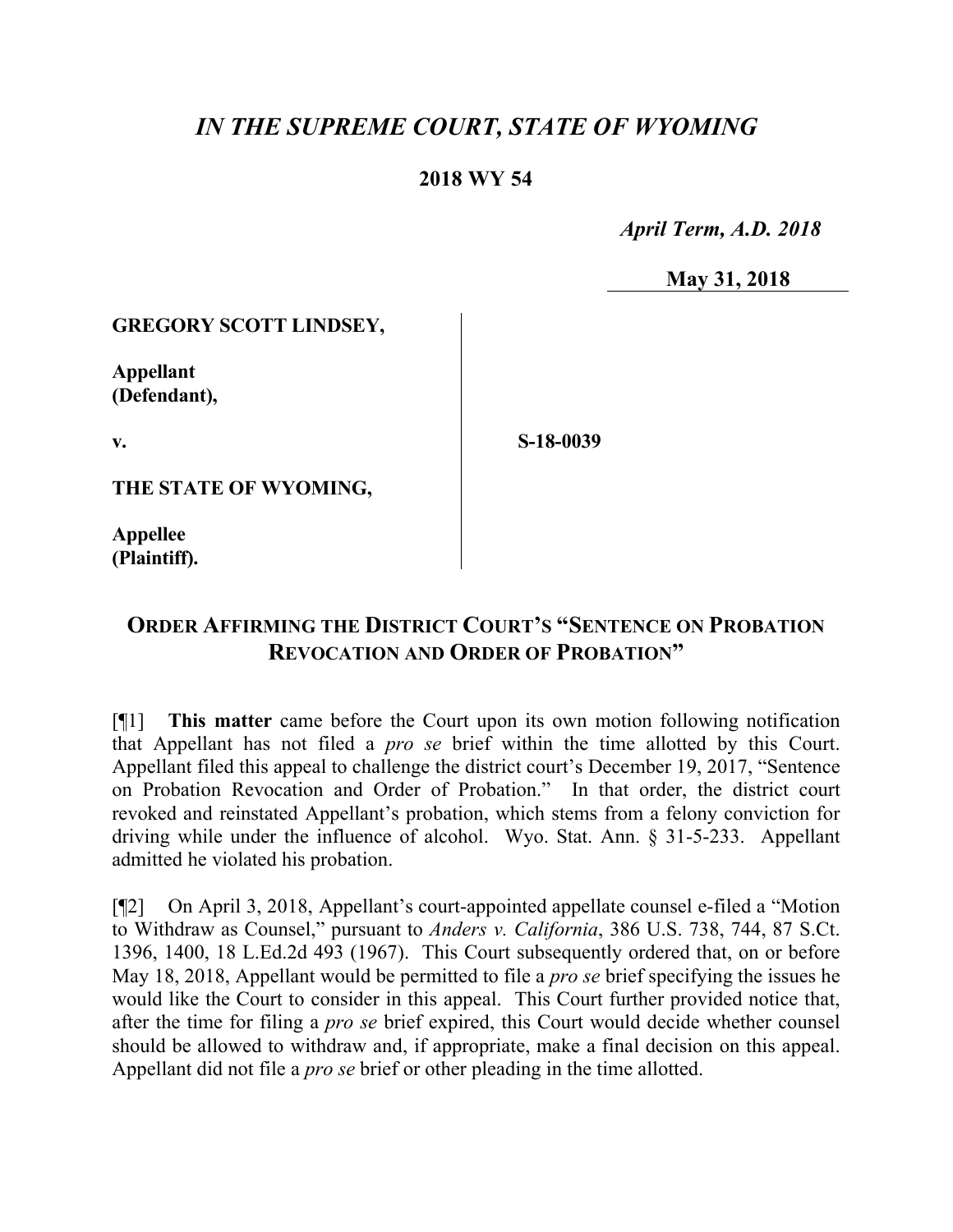# *IN THE SUPREME COURT, STATE OF WYOMING*

**2018 WY 54**

*April Term, A.D. 2018*

**May 31, 2018**

**GREGORY SCOTT LINDSEY,**

**Appellant (Defendant),**

**v.**

**THE STATE OF WYOMING,**

**Appellee (Plaintiff).**

**S-18-0039**

## ORDER AFFIRMING THE DISTRICT COURT'S "SENTENCE ON PROBATION REVOCATION AND ORDER OF PROBATION"

[¶1] **This matter** came before the Court upon its own motion following notification that Appellant has not filed a *pro se* brief within the time allotted by this Court. Appellant filed this appeal to challenge the district court's December 19, 2017, "Sentence on Probation Revocation and Order of Probation." In that order, the district court revoked and reinstated Appellant's probation, which stems from a felony conviction for driving while under the influence of alcohol. Wyo. Stat. Ann. § 31-5-233. Appellant admitted he violated his probation.

[¶2] On April 3, 2018, Appellant's court-appointed appellate counsel e-filed a "Motion to Withdraw as Counsel," pursuant to *Anders v. California*, 386 U.S. 738, 744, 87 S.Ct. 1396, 1400, 18 L.Ed.2d 493 (1967). This Court subsequently ordered that, on or before May 18, 2018, Appellant would be permitted to file a *pro se* brief specifying the issues he would like the Court to consider in this appeal. This Court further provided notice that, after the time for filing a *pro se* brief expired, this Court would decide whether counsel should be allowed to withdraw and, if appropriate, make a final decision on this appeal. Appellant did not file a *pro se* brief or other pleading in the time allotted.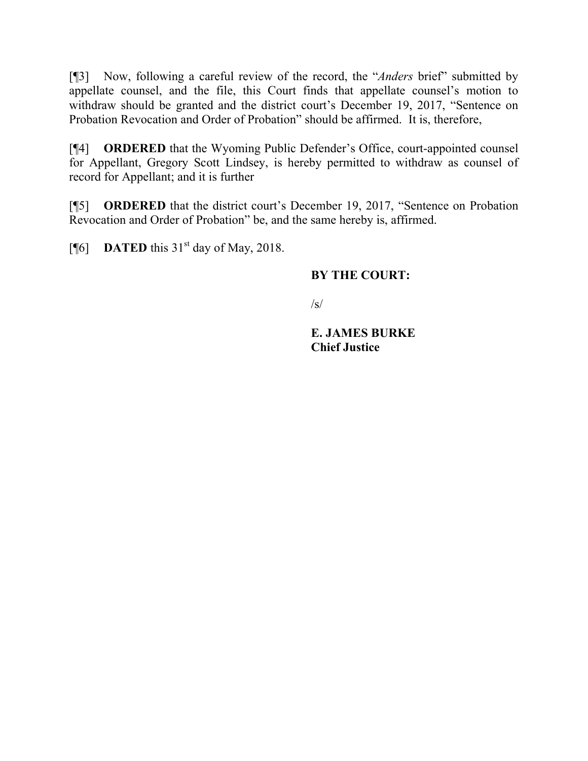[¶3] Now, following a careful review of the record, the "*Anders* brief" submitted by appellate counsel, and the file, this Court finds that appellate counsel's motion to withdraw should be granted and the district court's December 19, 2017, "Sentence on Probation Revocation and Order of Probation" should be affirmed. It is, therefore,

[¶4] **ORDERED** that the Wyoming Public Defender's Office, court-appointed counsel for Appellant, Gregory Scott Lindsey, is hereby permitted to withdraw as counsel of record for Appellant; and it is further

[¶5] **ORDERED** that the district court's December 19, 2017, "Sentence on Probation Revocation and Order of Probation" be, and the same hereby is, affirmed.

[¶6] **DATED** this 31st day of May, 2018.

**BY THE COURT:**

/s/

**E. JAMES BURKE**
**Chief Justice**